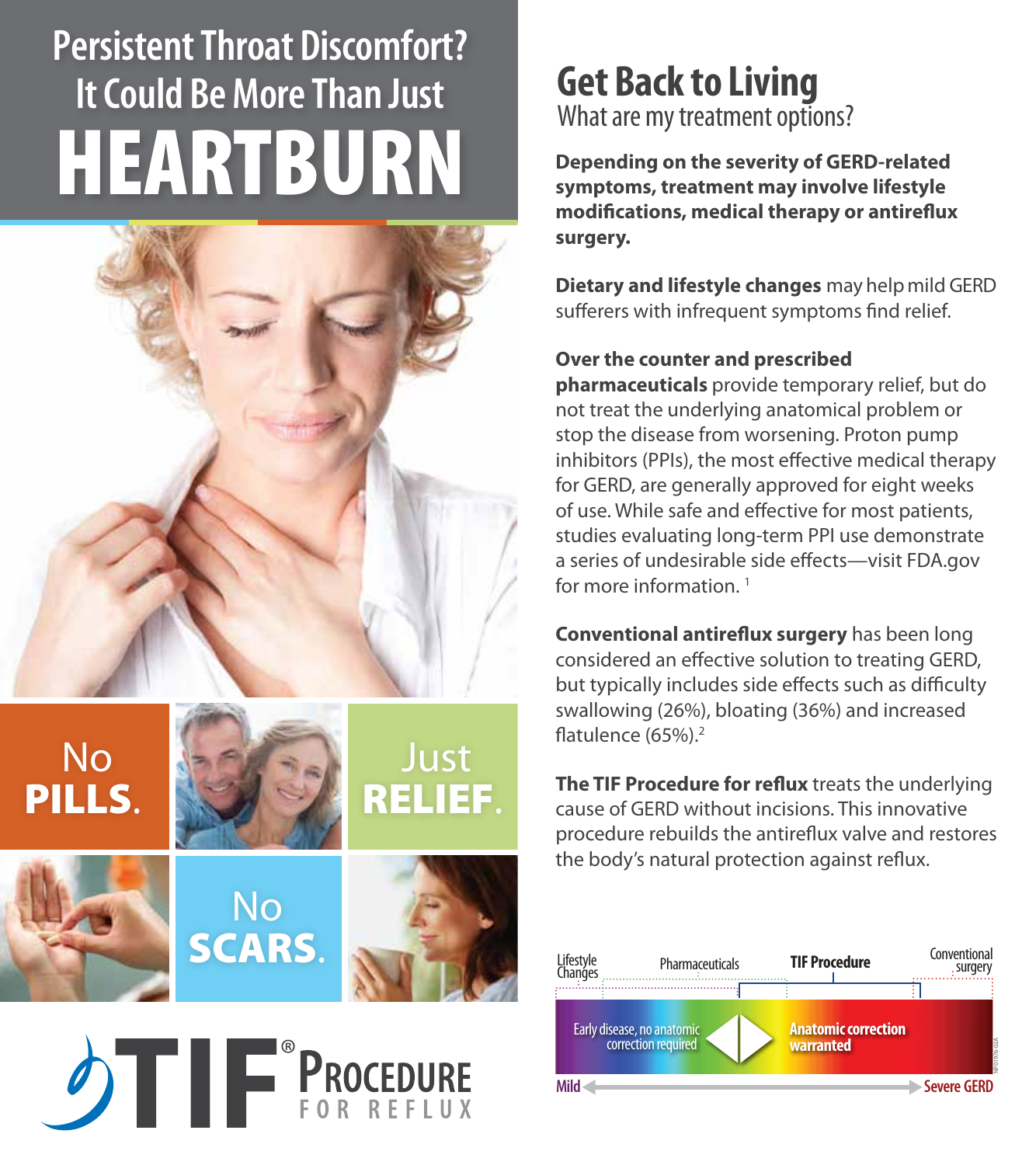# Persistent Throat Discomfort? It Could Be More Than Just HEARTBURN

No **PILLS.**

Just **RELIEF.**

No **SCARS.**

**TIF® PROCEDURE FOR REFLUX**

## Get Back to Living

What are my treatment options?

**Depending on the severity of GERD-related symptoms, treatment may involve lifestyle modifications, medical therapy or antireflux surgery.**

**Dietary and lifestyle changes** may help mild GERD sufferers with infrequent symptoms find relief.

**Over the counter and prescribed pharmaceuticals** provide temporary relief, but do not treat the underlying anatomical problem or stop the disease from worsening. Proton pump inhibitors (PPIs), the most effective medical therapy for GERD, are generally approved for eight weeks of use. While safe and effective for most patients, studies evaluating long-term PPI use demonstrate a series of undesirable side effects—visit FDA.gov for more information. [1]

**Conventional antireflux surgery** has been long considered an effective solution to treating GERD, but typically includes side effects such as difficulty swallowing (26%), bloating (36%) and increased flatulence (65%).[2]

**The TIF Procedure for reflux** treats the underlying cause of GERD without incisions. This innovative procedure rebuilds the antireflux valve and restores the body's natural protection against reflux.

Lifestyle Changes | Pharmaceuticals | **TIF Procedure** | Conventional surgery

Early disease, no anatomic correction required | **Anatomic correction warranted**

Mild ← → Severe GERD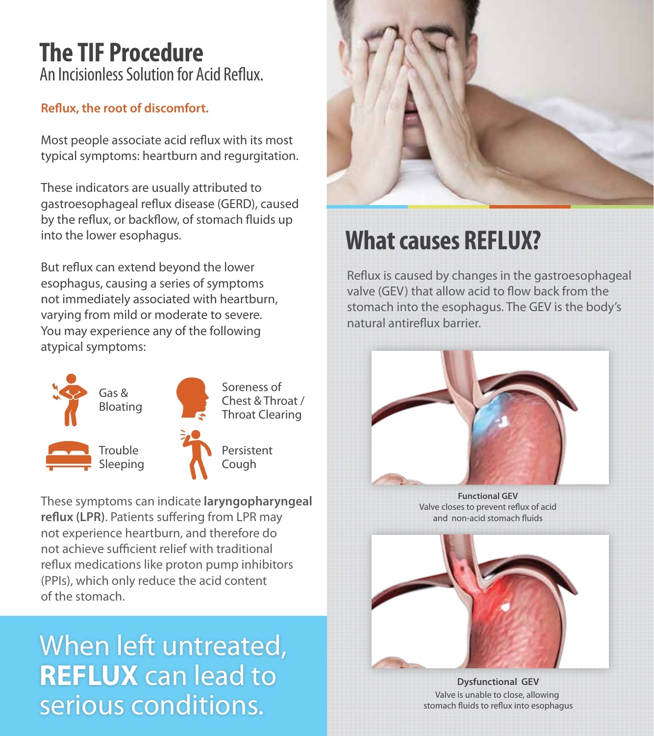# The TIF Procedure

An Incisionless Solution for Acid Reflux.

**Reflux, the root of discomfort.**

Most people associate acid reflux with its most typical symptoms: heartburn and regurgitation.

These indicators are usually attributed to gastroesophageal reflux disease (GERD), caused by the reflux, or backflow, of stomach fluids up into the lower esophagus.

But reflux can extend beyond the lower esophagus, causing a series of symptoms not immediately associated with heartburn, varying from mild or moderate to severe. You may experience any of the following atypical symptoms:

- Gas & Bloating
- Soreness of Chest & Throat / Throat Clearing
- Trouble Sleeping
- Persistent Cough

These symptoms can indicate **laryngopharyngeal reflux (LPR)**. Patients suffering from LPR may not experience heartburn, and therefore do not achieve sufficient relief with traditional reflux medications like proton pump inhibitors (PPIs), which only reduce the acid content of the stomach.

When left untreated, **REFLUX** can lead to serious conditions.

## What causes REFLUX?

Reflux is caused by changes in the gastroesophageal valve (GEV) that allow acid to flow back from the stomach into the esophagus. The GEV is the body's natural antireflux barrier.

**Functional GEV**
Valve closes to prevent reflux of acid and non-acid stomach fluids

**Dysfunctional GEV**
Valve is unable to close, allowing stomach fluids to reflux into esophagus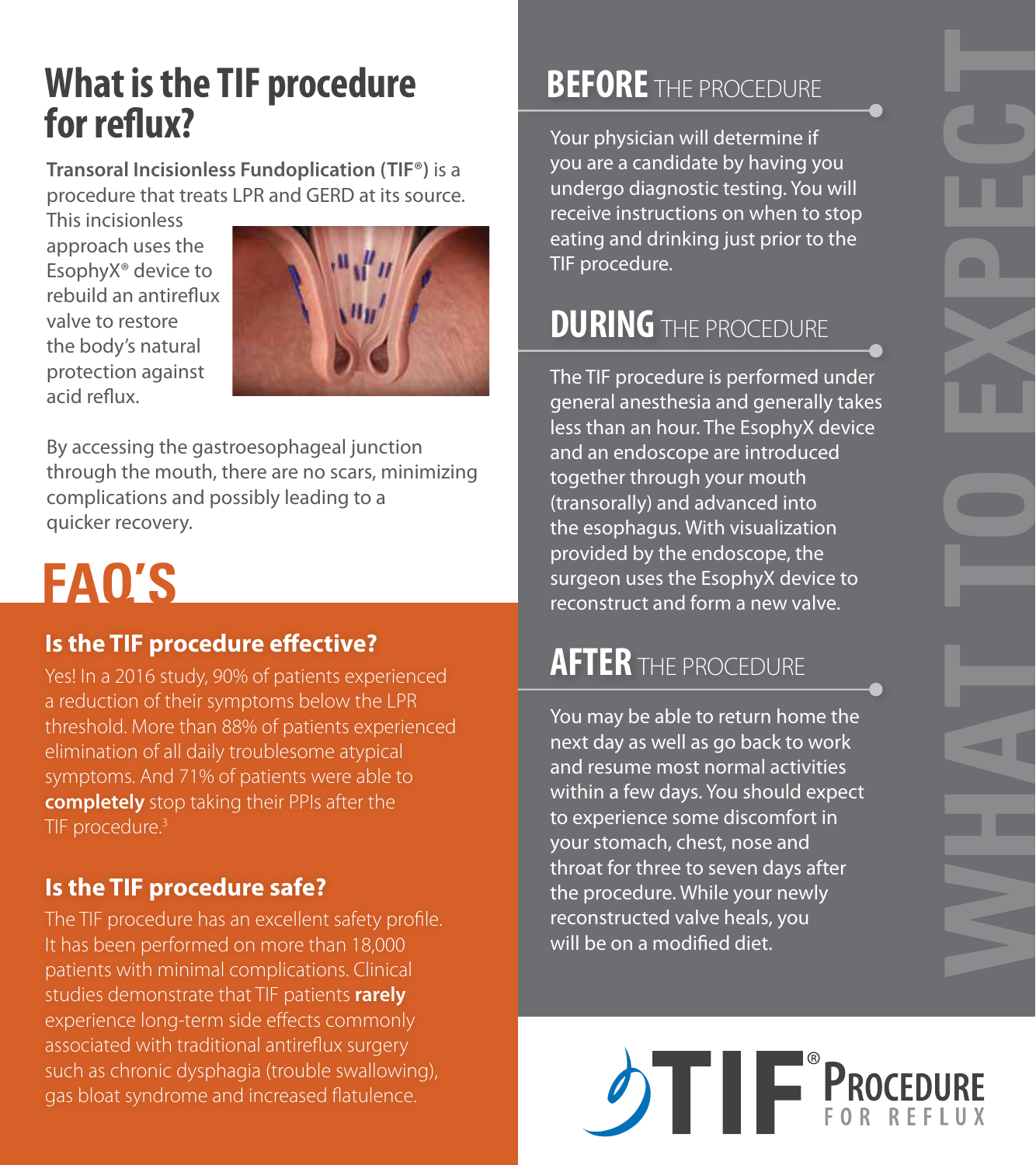# What is the TIF procedure for reflux?

**Transorral Incisionless Fundoplication (TIF®)** is a procedure that treats LPR and GERD at its source. This incisionless approach uses the EsophyX® device to rebuild an antireflux valve to restore the body's natural protection against acid reflux.

By accessing the gastroesophageal junction through the mouth, there are no scars, minimizing complications and possibly leading to a quicker recovery.

# FAQ'S

### Is the TIF procedure effective?

Yes! In a 2016 study, 90% of patients experienced a reduction of their symptoms below the LPR threshold. More than 88% of patients experienced elimination of all daily troublesome atypical symptoms. And 71% of patients were able to **completely** stop taking their PPIs after the TIF procedure.[3]

### Is the TIF procedure safe?

The TIF procedure has an excellent safety profile. It has been performed on more than 18,000 patients with minimal complications. Clinical studies demonstrate that TIF patients **rarely** experience long-term side effects commonly associated with traditional antireflux surgery such as chronic dysphagia (trouble swallowing), gas bloat syndrome and increased flatulence.

# WHAT TO EXPECT

## BEFORE THE PROCEDURE

Your physician will determine if you are a candidate by having you undergo diagnostic testing. You will receive instructions on when to stop eating and drinking just prior to the TIF procedure.

## DURING THE PROCEDURE

The TIF procedure is performed under general anesthesia and generally takes less than an hour. The EsophyX device and an endoscope are introduced together through your mouth (transorally) and advanced into the esophagus. With visualization provided by the endoscope, the surgeon uses the EsophyX device to reconstruct and form a new valve.

## AFTER THE PROCEDURE

You may be able to return home the next day as well as go back to work and resume most normal activities within a few days. You should expect to experience some discomfort in your stomach, chest, nose and throat for three to seven days after the procedure. While your newly reconstructed valve heals, you will be on a modified diet.

TIF® PROCEDURE FOR REFLUX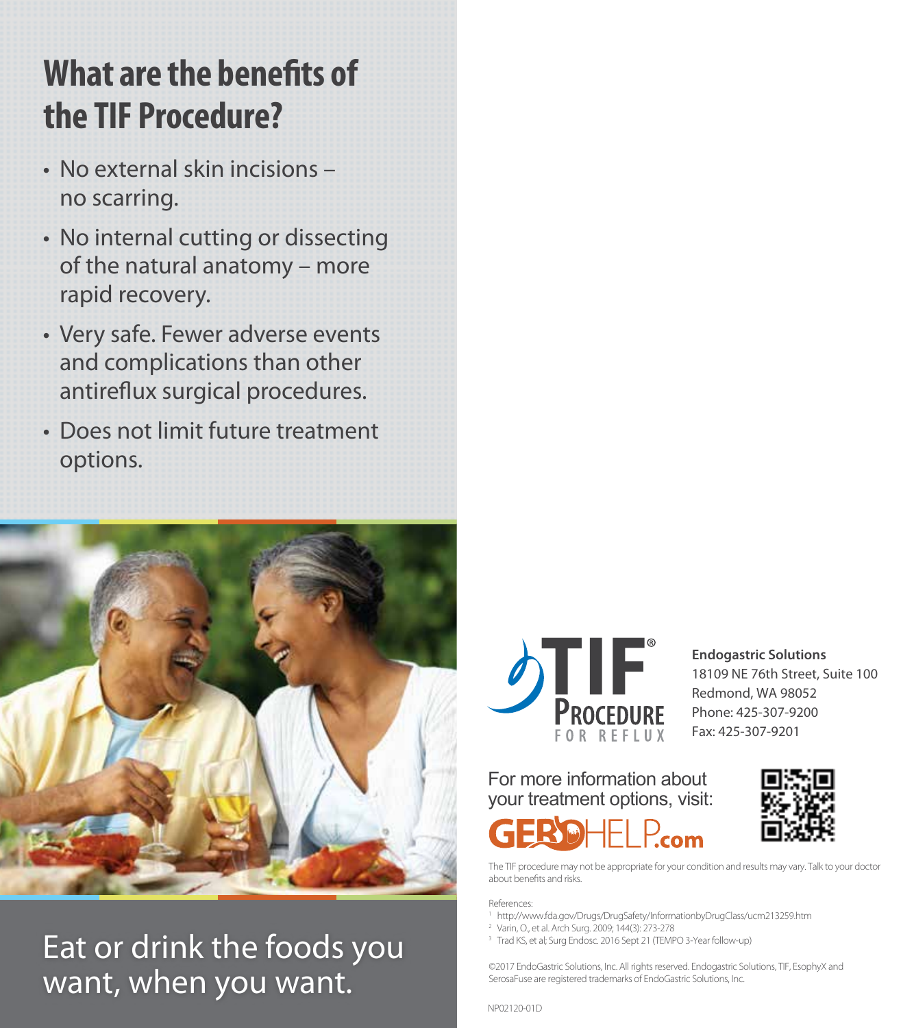# What are the benefits of the TIF Procedure?

- No external skin incisions – no scarring.
- No internal cutting or dissecting of the natural anatomy – more rapid recovery.
- Very safe. Fewer adverse events and complications than other antireflux surgical procedures.
- Does not limit future treatment options.

Eat or drink the foods you want, when you want.

TIF® PROCEDURE FOR REFLUX

**Endogastric Solutions**
18109 NE 76th Street, Suite 100
Redmond, WA 98052
Phone: 425-307-9200
Fax: 425-307-9201

For more information about your treatment options, visit:

GERDHELP.com

The TIF procedure may not be appropriate for your condition and results may vary. Talk to your doctor about benefits and risks.

References:

1. http://www.fda.gov/Drugs/DrugSafety/InformationbyDrugClass/ucm213259.htm
2. Varin, O., et al. Arch Surg. 2009; 144(3): 273-278
3. Trad KS, et al; Surg Endosc. 2016 Sept 21 (TEMPO 3-Year follow-up)

©2017 EndoGastric Solutions, Inc. All rights reserved. Endogastric Solutions, TIF, EsophyX and SerosaFuse are registered trademarks of EndoGastric Solutions, Inc.

NP02120-01D